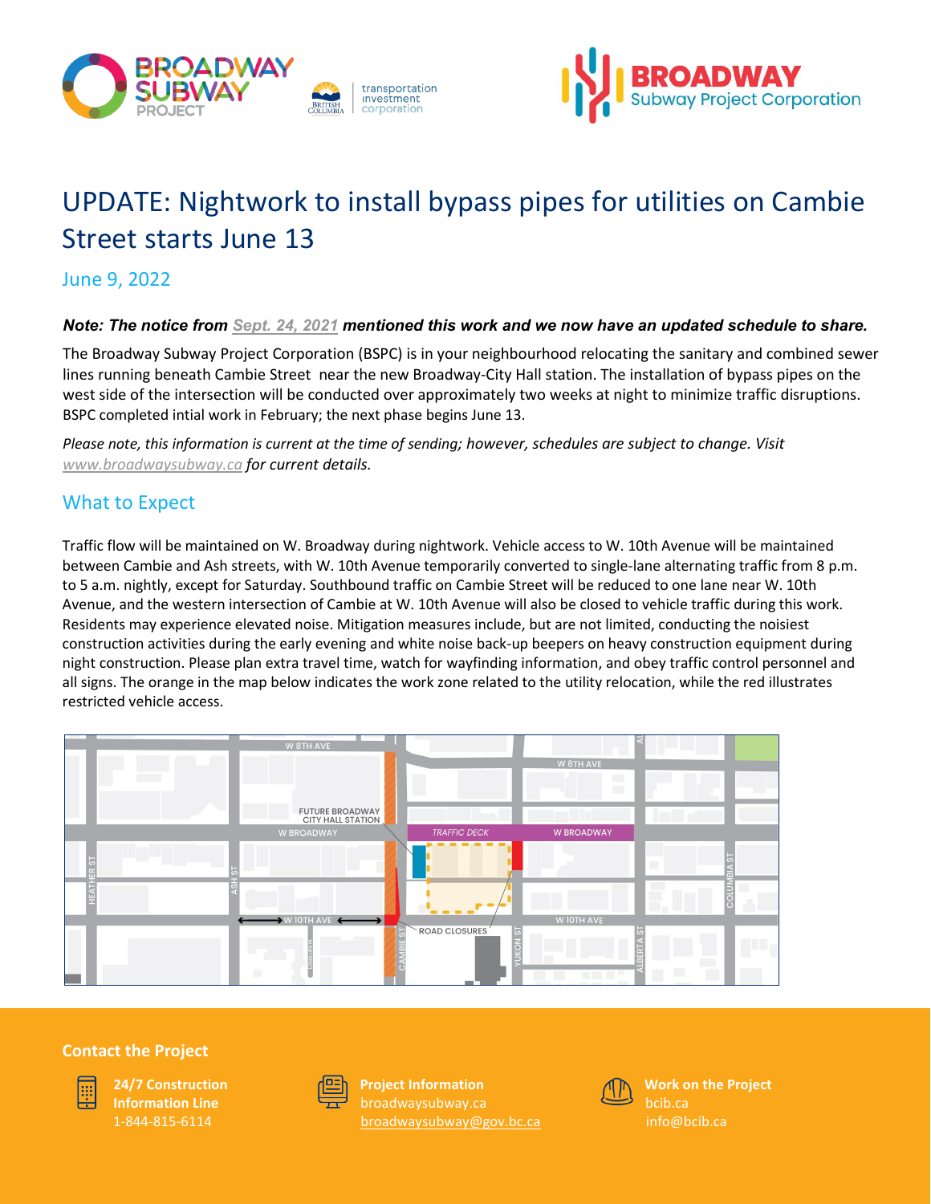# UPDATE: Nightwork to install bypass pipes for utilities on Cambie Street starts June 13

June 9, 2022

***Note: The notice from Sept. 24, 2021 mentioned this work and we now have an updated schedule to share.***

The Broadway Subway Project Corporation (BSPC) is in your neighbourhood relocating the sanitary and combined sewer lines running beneath Cambie Street near the new Broadway-City Hall station. The installation of bypass pipes on the west side of the intersection will be conducted over approximately two weeks at night to minimize traffic disruptions. BSPC completed intial work in February; the next phase begins June 13.

*Please note, this information is current at the time of sending; however, schedules are subject to change. Visit www.broadwaysubway.ca for current details.*

## What to Expect

Traffic flow will be maintained on W. Broadway during nightwork. Vehicle access to W. 10th Avenue will be maintained between Cambie and Ash streets, with W. 10th Avenue temporarily converted to single-lane alternating traffic from 8 p.m. to 5 a.m. nightly, except for Saturday. Southbound traffic on Cambie Street will be reduced to one lane near W. 10th Avenue, and the western intersection of Cambie at W. 10th Avenue will also be closed to vehicle traffic during this work. Residents may experience elevated noise. Mitigation measures include, but are not limited, conducting the noisiest construction activities during the early evening and white noise back-up beepers on heavy construction equipment during night construction. Please plan extra travel time, watch for wayfinding information, and obey traffic control personnel and all signs. The orange in the map below indicates the work zone related to the utility relocation, while the red illustrates restricted vehicle access.

## Contact the Project

**24/7 Construction Information Line**
1-844-815-6114

**Project Information**
broadwaysubway.ca
broadwaysubway@gov.bc.ca

**Work on the Project**
bcib.ca
info@bcib.ca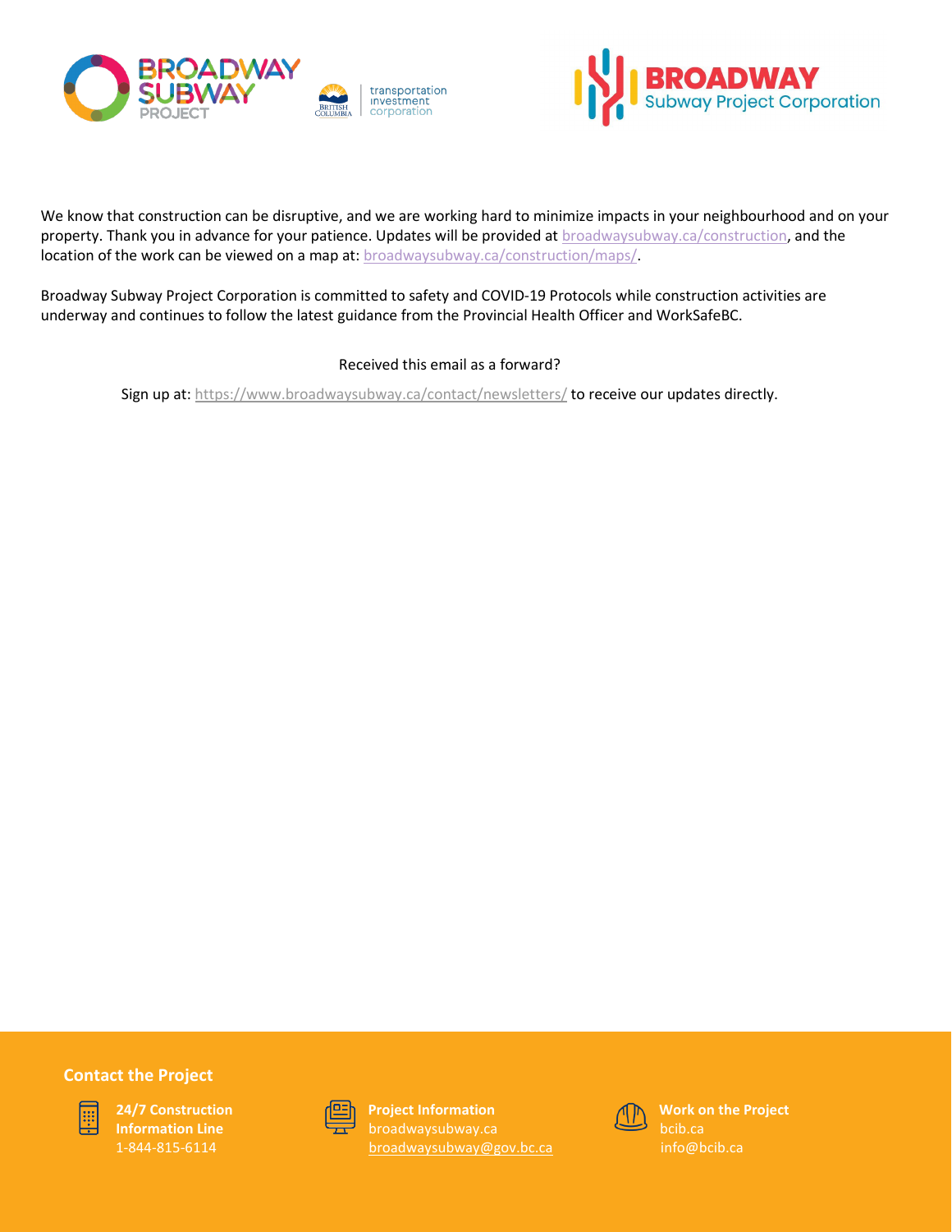We know that construction can be disruptive, and we are working hard to minimize impacts in your neighbourhood and on your property. Thank you in advance for your patience. Updates will be provided at [broadwaysubway.ca/construction](broadwaysubway.ca/construction), and the location of the work can be viewed on a map at: [broadwaysubway.ca/construction/maps/](broadwaysubway.ca/construction/maps/).

Broadway Subway Project Corporation is committed to safety and COVID-19 Protocols while construction activities are underway and continues to follow the latest guidance from the Provincial Health Officer and WorkSafeBC.

Received this email as a forward?

Sign up at: [https://www.broadwaysubway.ca/contact/newsletters/](https://www.broadwaysubway.ca/contact/newsletters/) to receive our updates directly.

## Contact the Project

**24/7 Construction Information Line**
1-844-815-6114

**Project Information**
broadwaysubway.ca
broadwaysubway@gov.bc.ca

**Work on the Project**
bcib.ca
info@bcib.ca